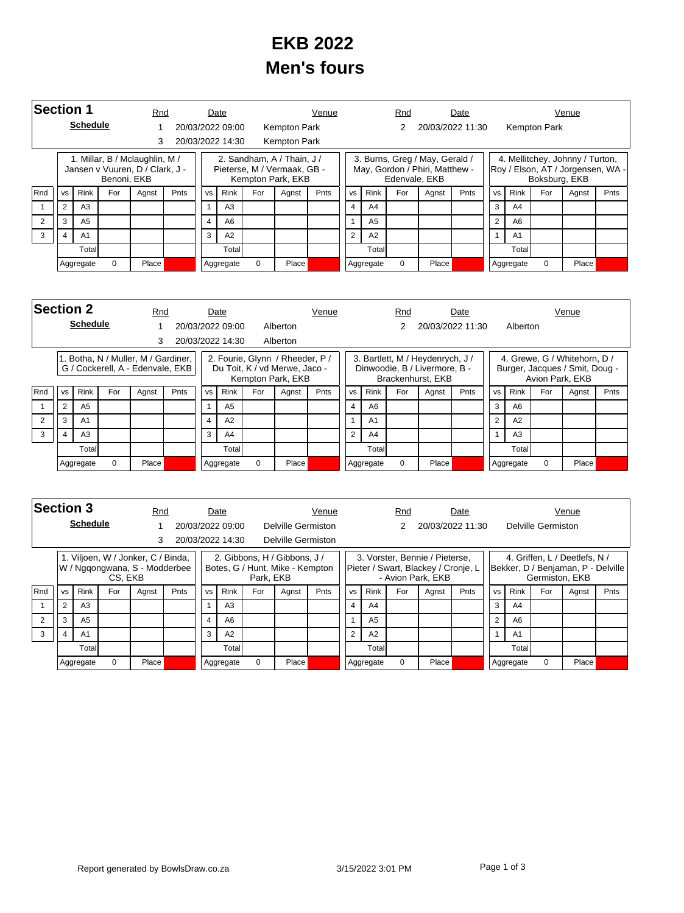# EKB 2022

# Men's fours

## Section 1

**Schedule**

| Rnd | Date | Venue | Rnd | Date | Venue |
|---|---|---|---|---|---|
| 1 | 20/03/2022 09:00 | Kempton Park | 2 | 20/03/2022 11:30 | Kempton Park |
| 3 | 20/03/2022 14:30 | Kempton Park | | | |

| | 1. Millar, B / Mclaughlin, M / Jansen v Vuuren, D / Clark, J - Benoni, EKB | | | | | 2. Sandham, A / Thain, J / Pieterse, M / Vermaak, GB - Kempton Park, EKB | | | | | 3. Burns, Greg / May, Gerald / May, Gordon / Phiri, Matthew - Edenvale, EKB | | | | | 4. Mellitchey, Johnny / Turton, Roy / Elson, AT / Jorgensen, WA - Boksburg, EKB | | | | |
|---|---|---|---|---|---|---|---|---|---|---|---|---|---|---|---|---|---|---|---|---|
| Rnd | vs | Rink | For | Agnst | Pnts | vs | Rink | For | Agnst | Pnts | vs | Rink | For | Agnst | Pnts | vs | Rink | For | Agnst | Pnts |
| 1 | 2 | A3 | | | | 1 | A3 | | | | 4 | A4 | | | | 3 | A4 | | | |
| 2 | 3 | A5 | | | | 4 | A6 | | | | 1 | A5 | | | | 2 | A6 | | | |
| 3 | 4 | A1 | | | | 3 | A2 | | | | 2 | A2 | | | | 1 | A1 | | | |
| | | Total | | | | | Total | | | | | Total | | | | | Total | | | |
| | Aggregate | | 0 | Place | | Aggregate | | 0 | Place | | Aggregate | | 0 | Place | | Aggregate | | 0 | Place | |

## Section 2

**Schedule**

| Rnd | Date | Venue | Rnd | Date | Venue |
|---|---|---|---|---|---|
| 1 | 20/03/2022 09:00 | Alberton | 2 | 20/03/2022 11:30 | Alberton |
| 3 | 20/03/2022 14:30 | Alberton | | | |

| | 1. Botha, N / Muller, M / Gardiner, G / Cockerell, A - Edenvale, EKB | | | | | 2. Fourie, Glynn / Rheeder, P / Du Toit, K / vd Merwe, Jaco - Kempton Park, EKB | | | | | 3. Bartlett, M / Heydenrych, J / Dinwoodie, B / Livermore, B - Brackenhurst, EKB | | | | | 4. Grewe, G / Whitehorn, D / Burger, Jacques / Smit, Doug - Avion Park, EKB | | | | |
|---|---|---|---|---|---|---|---|---|---|---|---|---|---|---|---|---|---|---|---|---|
| Rnd | vs | Rink | For | Agnst | Pnts | vs | Rink | For | Agnst | Pnts | vs | Rink | For | Agnst | Pnts | vs | Rink | For | Agnst | Pnts |
| 1 | 2 | A5 | | | | 1 | A5 | | | | 4 | A6 | | | | 3 | A6 | | | |
| 2 | 3 | A1 | | | | 4 | A2 | | | | 1 | A1 | | | | 2 | A2 | | | |
| 3 | 4 | A3 | | | | 3 | A4 | | | | 2 | A4 | | | | 1 | A3 | | | |
| | | Total | | | | | Total | | | | | Total | | | | | Total | | | |
| | Aggregate | | 0 | Place | | Aggregate | | 0 | Place | | Aggregate | | 0 | Place | | Aggregate | | 0 | Place | |

## Section 3

**Schedule**

| Rnd | Date | Venue | Rnd | Date | Venue |
|---|---|---|---|---|---|
| 1 | 20/03/2022 09:00 | Delville Germiston | 2 | 20/03/2022 11:30 | Delville Germiston |
| 3 | 20/03/2022 14:30 | Delville Germiston | | | |

| | 1. Viljoen, W / Jonker, C / Binda, W / Ngqongwana, S - Modderbee CS, EKB | | | | | 2. Gibbons, H / Gibbons, J / Botes, G / Hunt, Mike - Kempton Park, EKB | | | | | 3. Vorster, Bennie / Pieterse, Pieter / Swart, Blackey / Cronje, L - Avion Park, EKB | | | | | 4. Griffen, L / Deetlefs, N / Bekker, D / Benjaman, P - Delville Germiston, EKB | | | | |
|---|---|---|---|---|---|---|---|---|---|---|---|---|---|---|---|---|---|---|---|---|
| Rnd | vs | Rink | For | Agnst | Pnts | vs | Rink | For | Agnst | Pnts | vs | Rink | For | Agnst | Pnts | vs | Rink | For | Agnst | Pnts |
| 1 | 2 | A3 | | | | 1 | A3 | | | | 4 | A4 | | | | 3 | A4 | | | |
| 2 | 3 | A5 | | | | 4 | A6 | | | | 1 | A5 | | | | 2 | A6 | | | |
| 3 | 4 | A1 | | | | 3 | A2 | | | | 2 | A2 | | | | 1 | A1 | | | |
| | | Total | | | | | Total | | | | | Total | | | | | Total | | | |
| | Aggregate | | 0 | Place | | Aggregate | | 0 | Place | | Aggregate | | 0 | Place | | Aggregate | | 0 | Place | |

Report generated by BowlsDraw.co.za 3/15/2022 3:01 PM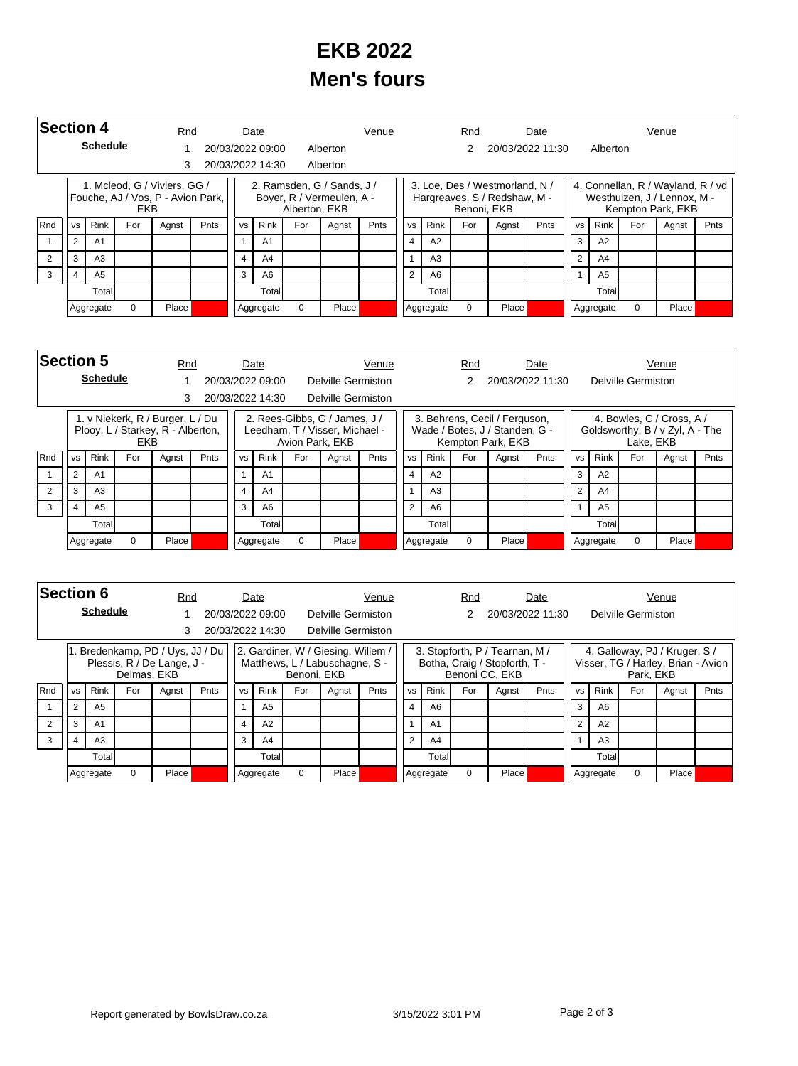# EKB 2022

# Men's fours

## Section 4

**Schedule**

| Rnd | Date | Venue | Rnd | Date | Venue |
|---|---|---|---|---|---|
| 1 | 20/03/2022 09:00 | Alberton | 2 | 20/03/2022 11:30 | Alberton |
| 3 | 20/03/2022 14:30 | Alberton | | | |

| | 1. Mcleod, G / Viviers, GG / Fouche, AJ / Vos, P - Avion Park, EKB | | | | | 2. Ramsden, G / Sands, J / Boyer, R / Vermeulen, A - Alberton, EKB | | | | | 3. Loe, Des / Westmorland, N / Hargreaves, S / Redshaw, M - Benoni, EKB | | | | | 4. Connellan, R / Wayland, R / vd Westhuizen, J / Lennox, M - Kempton Park, EKB | | | | |
|---|---|---|---|---|---|---|---|---|---|---|---|---|---|---|---|---|---|---|---|---|
| Rnd | vs | Rink | For | Agnst | Pnts | vs | Rink | For | Agnst | Pnts | vs | Rink | For | Agnst | Pnts | vs | Rink | For | Agnst | Pnts |
| 1 | 2 | A1 | | | | 1 | A1 | | | | 4 | A2 | | | | 3 | A2 | | | |
| 2 | 3 | A3 | | | | 4 | A4 | | | | 1 | A3 | | | | 2 | A4 | | | |
| 3 | 4 | A5 | | | | 3 | A6 | | | | 2 | A6 | | | | 1 | A5 | | | |
| | | Total | | | | | Total | | | | | Total | | | | | Total | | | |
| | Aggregate | | 0 | Place | | Aggregate | | 0 | Place | | Aggregate | | 0 | Place | | Aggregate | | 0 | Place | |

## Section 5

**Schedule**

| Rnd | Date | Venue | Rnd | Date | Venue |
|---|---|---|---|---|---|
| 1 | 20/03/2022 09:00 | Delville Germiston | 2 | 20/03/2022 11:30 | Delville Germiston |
| 3 | 20/03/2022 14:30 | Delville Germiston | | | |

| | 1. v Niekerk, R / Burger, L / Du Plooy, L / Starkey, R - Alberton, EKB | | | | | 2. Rees-Gibbs, G / James, J / Leedham, T / Visser, Michael - Avion Park, EKB | | | | | 3. Behrens, Cecil / Ferguson, Wade / Botes, J / Standen, G - Kempton Park, EKB | | | | | 4. Bowles, C / Cross, A / Goldsworthy, B / v Zyl, A - The Lake, EKB | | | | |
|---|---|---|---|---|---|---|---|---|---|---|---|---|---|---|---|---|---|---|---|---|
| Rnd | vs | Rink | For | Agnst | Pnts | vs | Rink | For | Agnst | Pnts | vs | Rink | For | Agnst | Pnts | vs | Rink | For | Agnst | Pnts |
| 1 | 2 | A1 | | | | 1 | A1 | | | | 4 | A2 | | | | 3 | A2 | | | |
| 2 | 3 | A3 | | | | 4 | A4 | | | | 1 | A3 | | | | 2 | A4 | | | |
| 3 | 4 | A5 | | | | 3 | A6 | | | | 2 | A6 | | | | 1 | A5 | | | |
| | | Total | | | | | Total | | | | | Total | | | | | Total | | | |
| | Aggregate | | 0 | Place | | Aggregate | | 0 | Place | | Aggregate | | 0 | Place | | Aggregate | | 0 | Place | |

## Section 6

**Schedule**

| Rnd | Date | Venue | Rnd | Date | Venue |
|---|---|---|---|---|---|
| 1 | 20/03/2022 09:00 | Delville Germiston | 2 | 20/03/2022 11:30 | Delville Germiston |
| 3 | 20/03/2022 14:30 | Delville Germiston | | | |

| | 1. Bredenkamp, PD / Uys, JJ / Du Plessis, R / De Lange, J - Delmas, EKB | | | | | 2. Gardiner, W / Giesing, Willem / Matthews, L / Labuschagne, S - Benoni, EKB | | | | | 3. Stopforth, P / Tearnan, M / Botha, Craig / Stopforth, T - Benoni CC, EKB | | | | | 4. Galloway, PJ / Kruger, S / Visser, TG / Harley, Brian - Avion Park, EKB | | | | |
|---|---|---|---|---|---|---|---|---|---|---|---|---|---|---|---|---|---|---|---|---|
| Rnd | vs | Rink | For | Agnst | Pnts | vs | Rink | For | Agnst | Pnts | vs | Rink | For | Agnst | Pnts | vs | Rink | For | Agnst | Pnts |
| 1 | 2 | A5 | | | | 1 | A5 | | | | 4 | A6 | | | | 3 | A6 | | | |
| 2 | 3 | A1 | | | | 4 | A2 | | | | 1 | A1 | | | | 2 | A2 | | | |
| 3 | 4 | A3 | | | | 3 | A4 | | | | 2 | A4 | | | | 1 | A3 | | | |
| | | Total | | | | | Total | | | | | Total | | | | | Total | | | |
| | Aggregate | | 0 | Place | | Aggregate | | 0 | Place | | Aggregate | | 0 | Place | | Aggregate | | 0 | Place | |

Report generated by BowlsDraw.co.za 3/15/2022 3:01 PM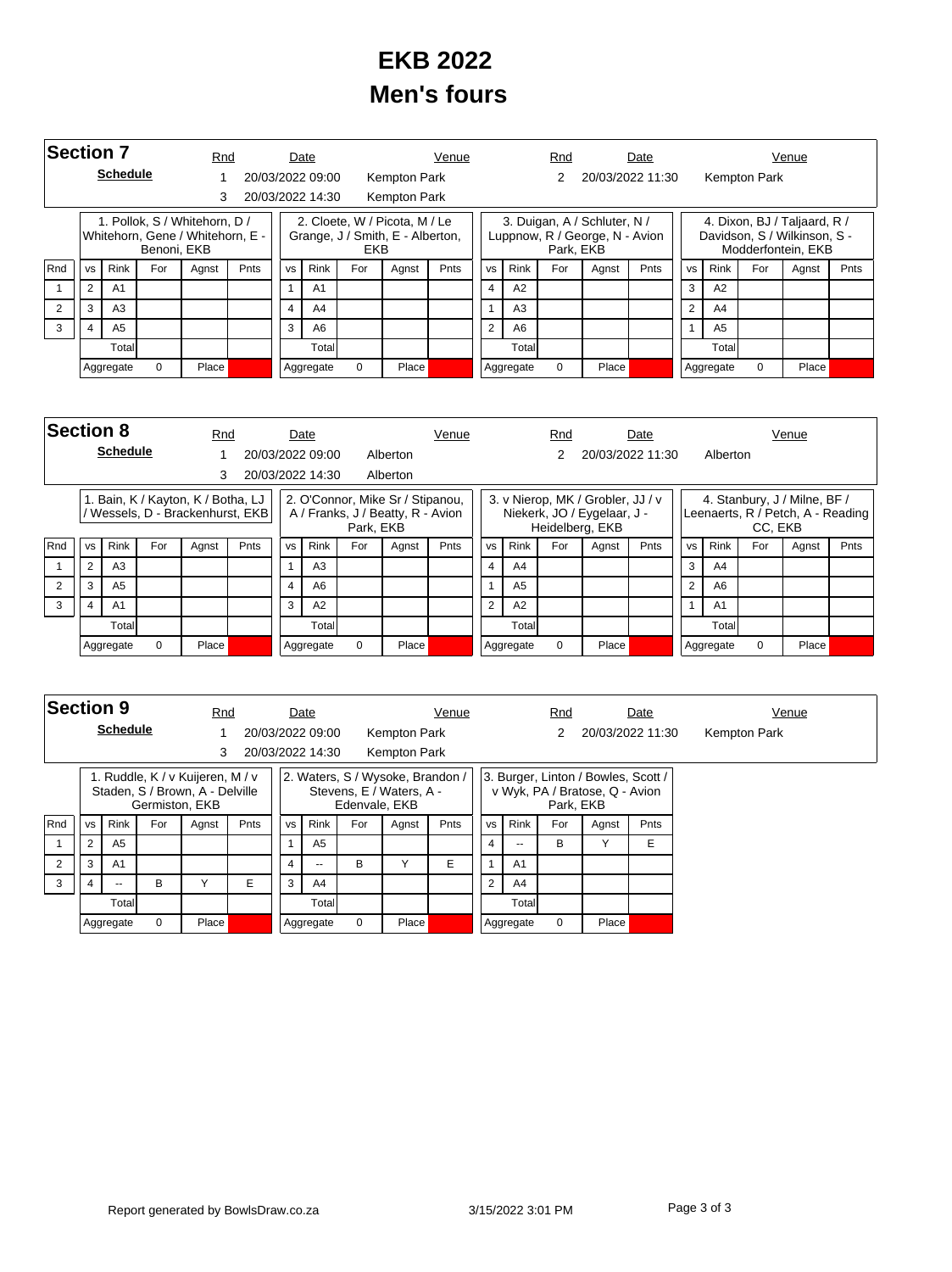# EKB 2022
# Men's fours

## Section 7

**Schedule**

| Rnd | Date | Venue | Rnd | Date | Venue |
|---|---|---|---|---|---|
| 1 | 20/03/2022 09:00 | Kempton Park | 2 | 20/03/2022 11:30 | Kempton Park |
| 3 | 20/03/2022 14:30 | Kempton Park | | | |

| | 1. Pollok, S / Whitehorn, D / Whitehorn, Gene / Whitehorn, E - Benoni, EKB | | | | | 2. Cloete, W / Picota, M / Le Grange, J / Smith, E - Alberton, EKB | | | | | 3. Duigan, A / Schluter, N / Luppnow, R / George, N - Avion Park, EKB | | | | | 4. Dixon, BJ / Taljaard, R / Davidson, S / Wilkinson, S - Modderfontein, EKB | | | | |
|---|---|---|---|---|---|---|---|---|---|---|---|---|---|---|---|---|---|---|---|---|
| Rnd | vs | Rink | For | Agnst | Pnts | vs | Rink | For | Agnst | Pnts | vs | Rink | For | Agnst | Pnts | vs | Rink | For | Agnst | Pnts |
| 1 | 2 | A1 | | | | 1 | A1 | | | | 4 | A2 | | | | 3 | A2 | | | |
| 2 | 3 | A3 | | | | 4 | A4 | | | | 1 | A3 | | | | 2 | A4 | | | |
| 3 | 4 | A5 | | | | 3 | A6 | | | | 2 | A6 | | | | 1 | A5 | | | |
| | | Total | | | | | Total | | | | | Total | | | | | Total | | | |
| | Aggregate | | 0 | Place | | Aggregate | | 0 | Place | | Aggregate | | 0 | Place | | Aggregate | | 0 | Place | |

## Section 8

**Schedule**

| Rnd | Date | Venue | Rnd | Date | Venue |
|---|---|---|---|---|---|
| 1 | 20/03/2022 09:00 | Alberton | 2 | 20/03/2022 11:30 | Alberton |
| 3 | 20/03/2022 14:30 | Alberton | | | |

| | 1. Bain, K / Kayton, K / Botha, LJ / Wessels, D - Brackenhurst, EKB | | | | | 2. O'Connor, Mike Sr / Stipanou, A / Franks, J / Beatty, R - Avion Park, EKB | | | | | 3. v Nierop, MK / Grobler, JJ / v Niekerk, JO / Eygelaar, J - Heidelberg, EKB | | | | | 4. Stanbury, J / Milne, BF / Leenaerts, R / Petch, A - Reading CC, EKB | | | | |
|---|---|---|---|---|---|---|---|---|---|---|---|---|---|---|---|---|---|---|---|---|
| Rnd | vs | Rink | For | Agnst | Pnts | vs | Rink | For | Agnst | Pnts | vs | Rink | For | Agnst | Pnts | vs | Rink | For | Agnst | Pnts |
| 1 | 2 | A3 | | | | 1 | A3 | | | | 4 | A4 | | | | 3 | A4 | | | |
| 2 | 3 | A5 | | | | 4 | A6 | | | | 1 | A5 | | | | 2 | A6 | | | |
| 3 | 4 | A1 | | | | 3 | A2 | | | | 2 | A2 | | | | 1 | A1 | | | |
| | | Total | | | | | Total | | | | | Total | | | | | Total | | | |
| | Aggregate | | 0 | Place | | Aggregate | | 0 | Place | | Aggregate | | 0 | Place | | Aggregate | | 0 | Place | |

## Section 9

**Schedule**

| Rnd | Date | Venue | Rnd | Date | Venue |
|---|---|---|---|---|---|
| 1 | 20/03/2022 09:00 | Kempton Park | 2 | 20/03/2022 11:30 | Kempton Park |
| 3 | 20/03/2022 14:30 | Kempton Park | | | |

| | 1. Ruddle, K / v Kuijeren, M / v Staden, S / Brown, A - Delville Germiston, EKB | | | | | 2. Waters, S / Wysoke, Brandon / Stevens, E / Waters, A - Edenvale, EKB | | | | | 3. Burger, Linton / Bowles, Scott / v Wyk, PA / Bratose, Q - Avion Park, EKB | | | | |
|---|---|---|---|---|---|---|---|---|---|---|---|---|---|---|---|
| Rnd | vs | Rink | For | Agnst | Pnts | vs | Rink | For | Agnst | Pnts | vs | Rink | For | Agnst | Pnts |
| 1 | 2 | A5 | | | | 1 | A5 | | | | 4 | -- | B | Y | E |
| 2 | 3 | A1 | | | | 4 | -- | B | Y | E | 1 | A1 | | | |
| 3 | 4 | -- | B | Y | E | 3 | A4 | | | | 2 | A4 | | | |
| | | Total | | | | | Total | | | | | Total | | | |
| | Aggregate | | 0 | Place | | Aggregate | | 0 | Place | | Aggregate | | 0 | Place | |

Report generated by BowlsDraw.co.za 3/15/2022 3:01 PM